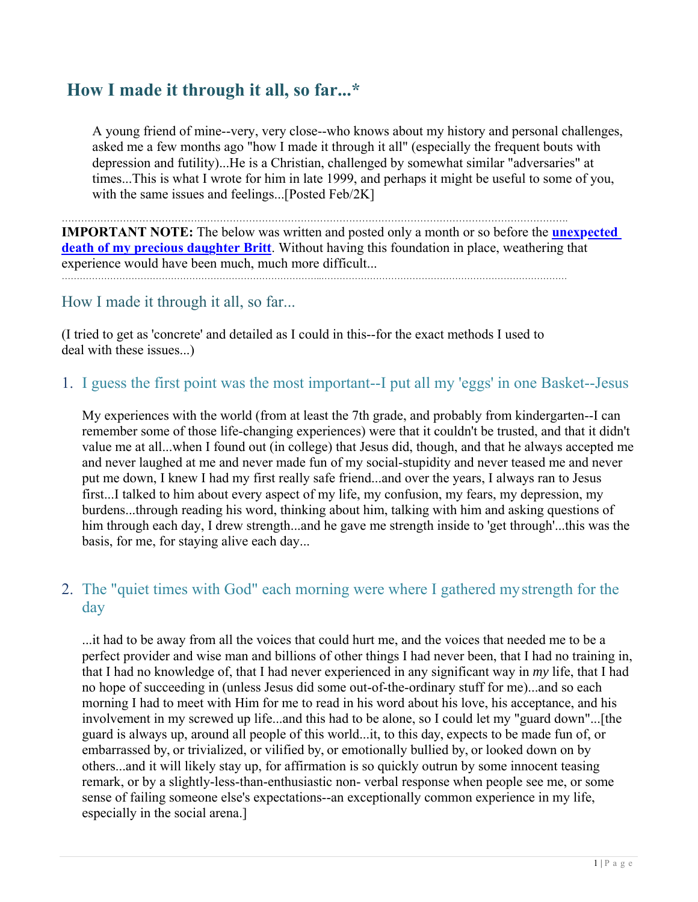# How I made it through it all, so far...*

A young friend of mine--very, very close--who knows about my history and personal challenges, asked me a few months ago "how I made it through it all" (especially the frequent bouts with depression and futility)...He is a Christian, challenged by somewhat similar "adversaries" at times...This is what I wrote for him in late 1999, and perhaps it might be useful to some of you, with the same issues and feelings...[Posted Feb/2K]

---

**IMPORTANT NOTE:** The below was written and posted only a month or so before the **unexpected death of my precious daughter Britt**. Without having this foundation in place, weathering that experience would have been much, much more difficult...

---

## How I made it through it all, so far...

(I tried to get as 'concrete' and detailed as I could in this--for the exact methods I used to deal with these issues...)

### 1. I guess the first point was the most important--I put all my 'eggs' in one Basket--Jesus

My experiences with the world (from at least the 7th grade, and probably from kindergarten--I can remember some of those life-changing experiences) were that it couldn't be trusted, and that it didn't value me at all...when I found out (in college) that Jesus did, though, and that he always accepted me and never laughed at me and never made fun of my social-stupidity and never teased me and never put me down, I knew I had my first really safe friend...and over the years, I always ran to Jesus first...I talked to him about every aspect of my life, my confusion, my fears, my depression, my burdens...through reading his word, thinking about him, talking with him and asking questions of him through each day, I drew strength...and he gave me strength inside to 'get through'...this was the basis, for me, for staying alive each day...

### 2. The "quiet times with God" each morning were where I gathered my strength for the day

...it had to be away from all the voices that could hurt me, and the voices that needed me to be a perfect provider and wise man and billions of other things I had never been, that I had no training in, that I had no knowledge of, that I had never experienced in any significant way in *my* life, that I had no hope of succeeding in (unless Jesus did some out-of-the-ordinary stuff for me)...and so each morning I had to meet with Him for me to read in his word about his love, his acceptance, and his involvement in my screwed up life...and this had to be alone, so I could let my "guard down"...[the guard is always up, around all people of this world...it, to this day, expects to be made fun of, or embarrassed by, or trivialized, or vilified by, or emotionally bullied by, or looked down on by others...and it will likely stay up, for affirmation is so quickly outrun by some innocent teasing remark, or by a slightly-less-than-enthusiastic non- verbal response when people see me, or some sense of failing someone else's expectations--an exceptionally common experience in my life, especially in the social arena.]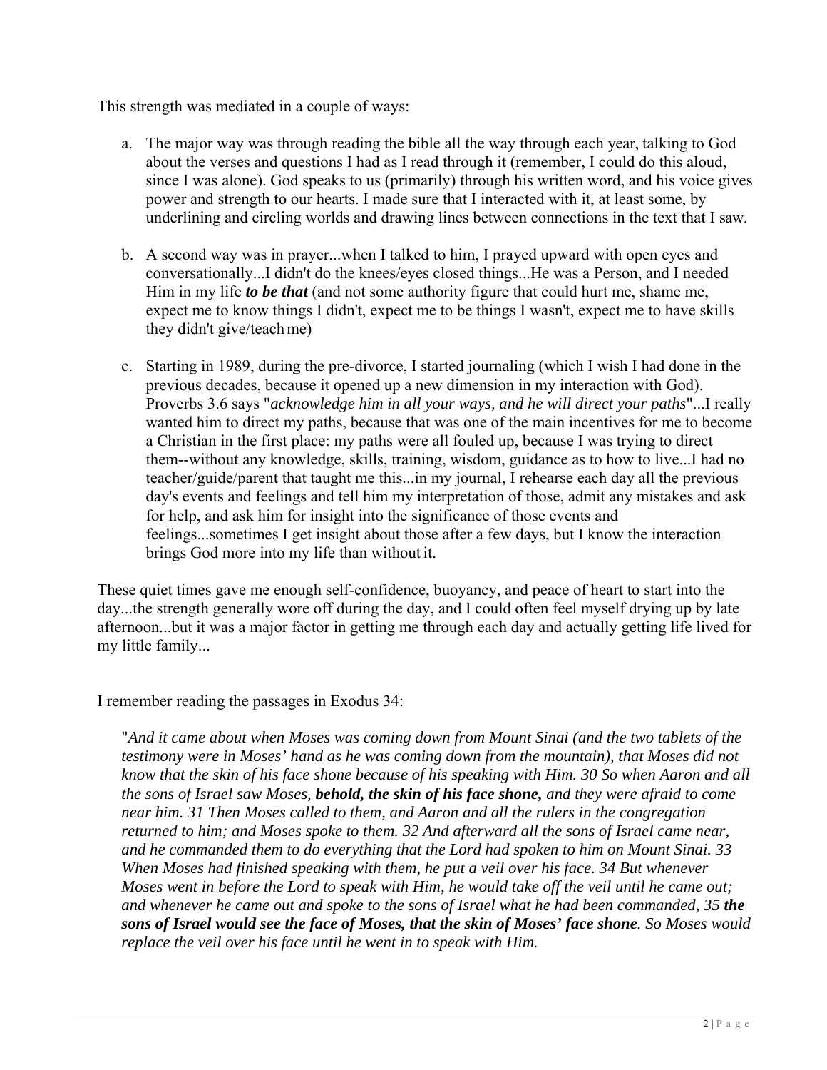This strength was mediated in a couple of ways:

a. The major way was through reading the bible all the way through each year, talking to God about the verses and questions I had as I read through it (remember, I could do this aloud, since I was alone). God speaks to us (primarily) through his written word, and his voice gives power and strength to our hearts. I made sure that I interacted with it, at least some, by underlining and circling worlds and drawing lines between connections in the text that I saw.

b. A second way was in prayer...when I talked to him, I prayed upward with open eyes and conversationally...I didn't do the knees/eyes closed things...He was a Person, and I needed Him in my life ***to be that*** (and not some authority figure that could hurt me, shame me, expect me to know things I didn't, expect me to be things I wasn't, expect me to have skills they didn't give/teach me)

c. Starting in 1989, during the pre-divorce, I started journaling (which I wish I had done in the previous decades, because it opened up a new dimension in my interaction with God). Proverbs 3.6 says "*acknowledge him in all your ways, and he will direct your paths*"...I really wanted him to direct my paths, because that was one of the main incentives for me to become a Christian in the first place: my paths were all fouled up, because I was trying to direct them--without any knowledge, skills, training, wisdom, guidance as to how to live...I had no teacher/guide/parent that taught me this...in my journal, I rehearse each day all the previous day's events and feelings and tell him my interpretation of those, admit any mistakes and ask for help, and ask him for insight into the significance of those events and feelings...sometimes I get insight about those after a few days, but I know the interaction brings God more into my life than without it.

These quiet times gave me enough self-confidence, buoyancy, and peace of heart to start into the day...the strength generally wore off during the day, and I could often feel myself drying up by late afternoon...but it was a major factor in getting me through each day and actually getting life lived for my little family...

I remember reading the passages in Exodus 34:

> "*And it came about when Moses was coming down from Mount Sinai (and the two tablets of the testimony were in Moses' hand as he was coming down from the mountain), that Moses did not know that the skin of his face shone because of his speaking with Him. 30 So when Aaron and all the sons of Israel saw Moses,* ***behold, the skin of his face shone,*** *and they were afraid to come near him. 31 Then Moses called to them, and Aaron and all the rulers in the congregation returned to him; and Moses spoke to them. 32 And afterward all the sons of Israel came near, and he commanded them to do everything that the Lord had spoken to him on Mount Sinai. 33 When Moses had finished speaking with them, he put a veil over his face. 34 But whenever Moses went in before the Lord to speak with Him, he would take off the veil until he came out; and whenever he came out and spoke to the sons of Israel what he had been commanded, 35* ***the sons of Israel would see the face of Moses, that the skin of Moses' face shone****. So Moses would replace the veil over his face until he went in to speak with Him.*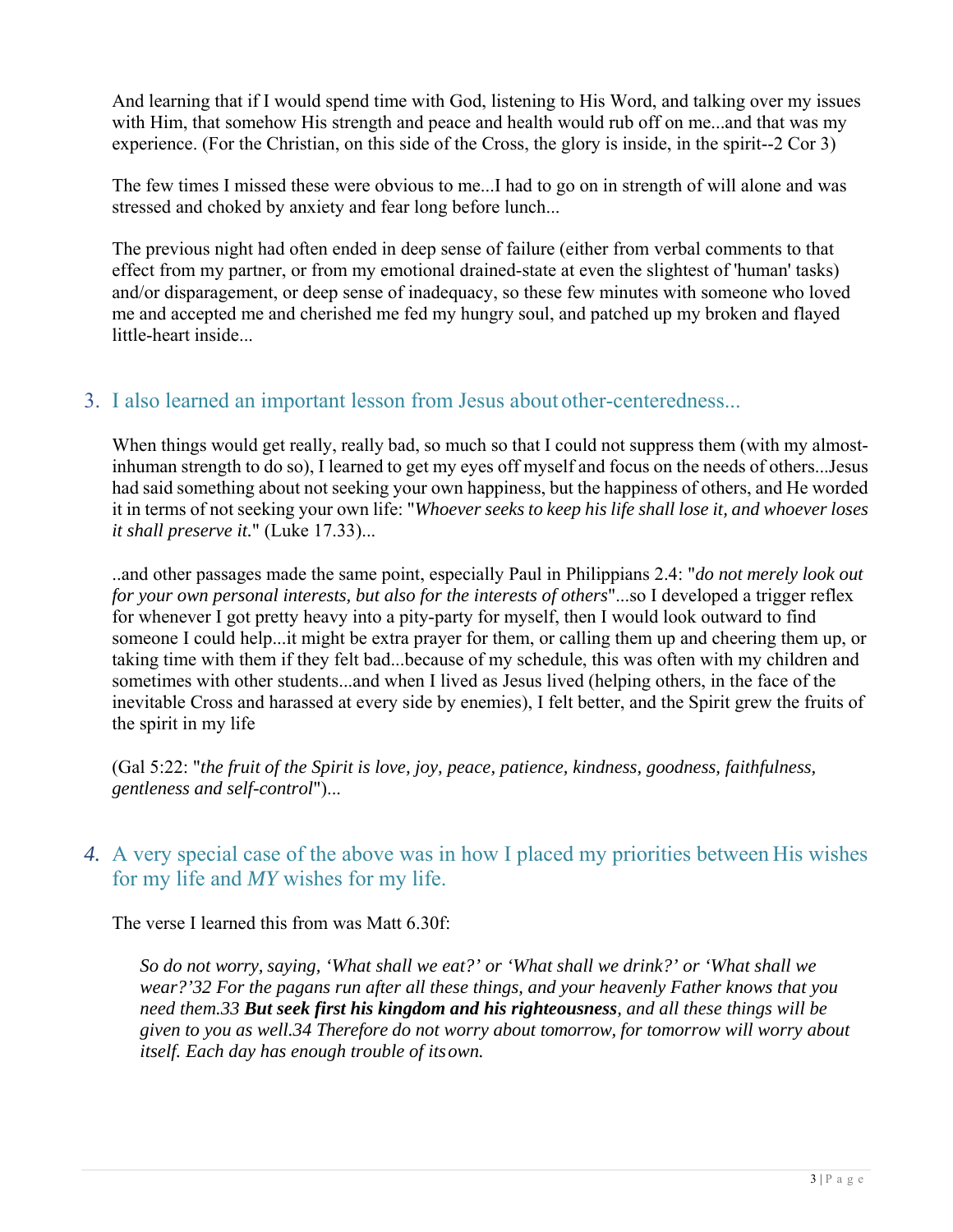And learning that if I would spend time with God, listening to His Word, and talking over my issues with Him, that somehow His strength and peace and health would rub off on me...and that was my experience. (For the Christian, on this side of the Cross, the glory is inside, in the spirit--2 Cor 3)

The few times I missed these were obvious to me...I had to go on in strength of will alone and was stressed and choked by anxiety and fear long before lunch...

The previous night had often ended in deep sense of failure (either from verbal comments to that effect from my partner, or from my emotional drained-state at even the slightest of 'human' tasks) and/or disparagement, or deep sense of inadequacy, so these few minutes with someone who loved me and accepted me and cherished me fed my hungry soul, and patched up my broken and flayed little-heart inside...

## 3. I also learned an important lesson from Jesus about other-centeredness...

When things would get really, really bad, so much so that I could not suppress them (with my almost-inhuman strength to do so), I learned to get my eyes off myself and focus on the needs of others...Jesus had said something about not seeking your own happiness, but the happiness of others, and He worded it in terms of not seeking your own life: "*Whoever seeks to keep his life shall lose it, and whoever loses it shall preserve it.*" (Luke 17.33)...

..and other passages made the same point, especially Paul in Philippians 2.4: "*do not merely look out for your own personal interests, but also for the interests of others*"...so I developed a trigger reflex for whenever I got pretty heavy into a pity-party for myself, then I would look outward to find someone I could help...it might be extra prayer for them, or calling them up and cheering them up, or taking time with them if they felt bad...because of my schedule, this was often with my children and sometimes with other students...and when I lived as Jesus lived (helping others, in the face of the inevitable Cross and harassed at every side by enemies), I felt better, and the Spirit grew the fruits of the spirit in my life

(Gal 5:22: "*the fruit of the Spirit is love, joy, peace, patience, kindness, goodness, faithfulness, gentleness and self-control*")...

## 4. A very special case of the above was in how I placed my priorities between His wishes for my life and *MY* wishes for my life.

The verse I learned this from was Matt 6.30f:

> *So do not worry, saying, 'What shall we eat?' or 'What shall we drink?' or 'What shall we wear?'32 For the pagans run after all these things, and your heavenly Father knows that you need them.33* ***But seek first his kingdom and his righteousness****, and all these things will be given to you as well.34 Therefore do not worry about tomorrow, for tomorrow will worry about itself. Each day has enough trouble of its own.*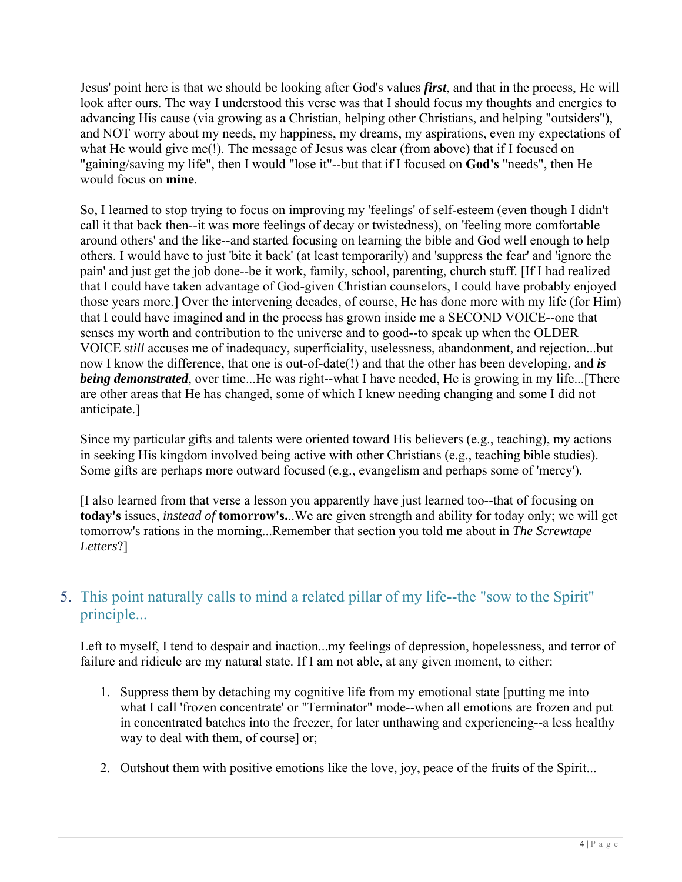Jesus' point here is that we should be looking after God's values ***first***, and that in the process, He will look after ours. The way I understood this verse was that I should focus my thoughts and energies to advancing His cause (via growing as a Christian, helping other Christians, and helping "outsiders"), and NOT worry about my needs, my happiness, my dreams, my aspirations, even my expectations of what He would give me(!). The message of Jesus was clear (from above) that if I focused on "gaining/saving my life", then I would "lose it"--but that if I focused on **God's** "needs", then He would focus on **mine**.

So, I learned to stop trying to focus on improving my 'feelings' of self-esteem (even though I didn't call it that back then--it was more feelings of decay or twistedness), on 'feeling more comfortable around others' and the like--and started focusing on learning the bible and God well enough to help others. I would have to just 'bite it back' (at least temporarily) and 'suppress the fear' and 'ignore the pain' and just get the job done--be it work, family, school, parenting, church stuff. [If I had realized that I could have taken advantage of God-given Christian counselors, I could have probably enjoyed those years more.] Over the intervening decades, of course, He has done more with my life (for Him) that I could have imagined and in the process has grown inside me a SECOND VOICE--one that senses my worth and contribution to the universe and to good--to speak up when the OLDER VOICE *still* accuses me of inadequacy, superficiality, uselessness, abandonment, and rejection...but now I know the difference, that one is out-of-date(!) and that the other has been developing, and ***is being demonstrated***, over time...He was right--what I have needed, He is growing in my life...[There are other areas that He has changed, some of which I knew needing changing and some I did not anticipate.]

Since my particular gifts and talents were oriented toward His believers (e.g., teaching), my actions in seeking His kingdom involved being active with other Christians (e.g., teaching bible studies). Some gifts are perhaps more outward focused (e.g., evangelism and perhaps some of 'mercy').

[I also learned from that verse a lesson you apparently have just learned too--that of focusing on **today's** issues, *instead of* **tomorrow's.**..We are given strength and ability for today only; we will get tomorrow's rations in the morning...Remember that section you told me about in *The Screwtape Letters*?]

## 5. This point naturally calls to mind a related pillar of my life--the "sow to the Spirit" principle...

Left to myself, I tend to despair and inaction...my feelings of depression, hopelessness, and terror of failure and ridicule are my natural state. If I am not able, at any given moment, to either:

1. Suppress them by detaching my cognitive life from my emotional state [putting me into what I call 'frozen concentrate' or "Terminator" mode--when all emotions are frozen and put in concentrated batches into the freezer, for later unthawing and experiencing--a less healthy way to deal with them, of course] or;
2. Outshout them with positive emotions like the love, joy, peace of the fruits of the Spirit...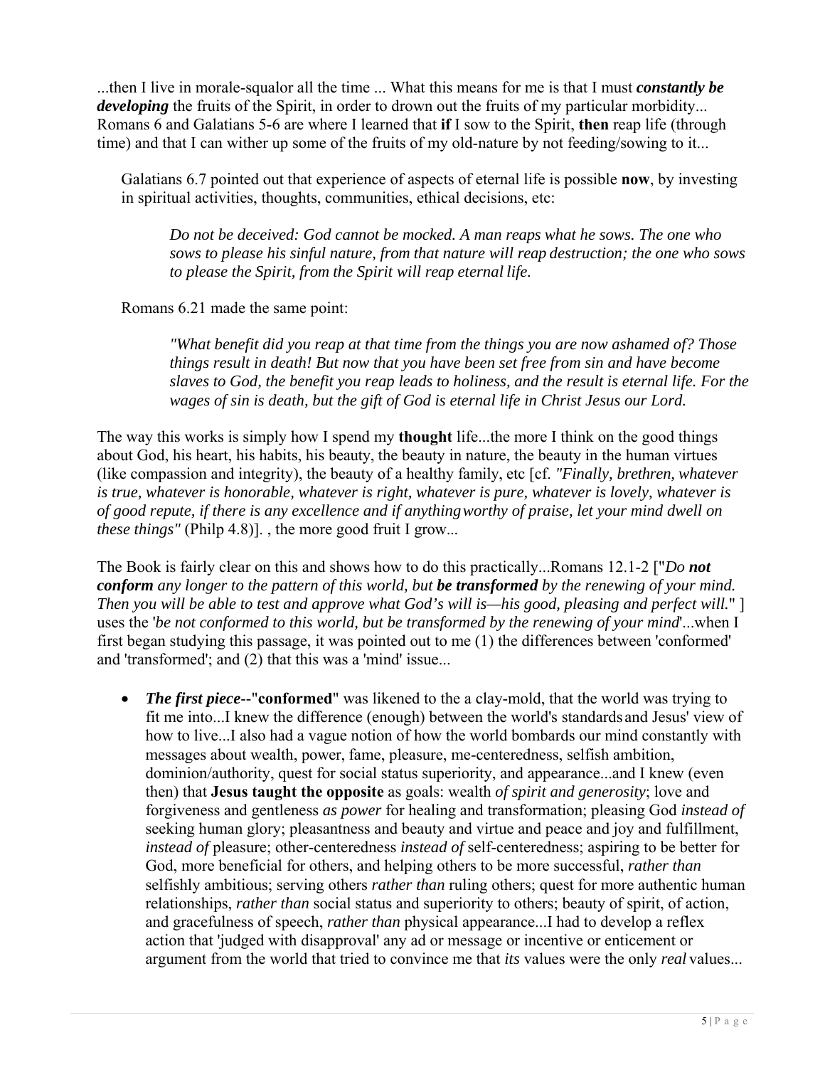...then I live in morale-squalor all the time ... What this means for me is that I must ***constantly be developing*** the fruits of the Spirit, in order to drown out the fruits of my particular morbidity... Romans 6 and Galatians 5-6 are where I learned that **if** I sow to the Spirit, **then** reap life (through time) and that I can wither up some of the fruits of my old-nature by not feeding/sowing to it...

> Galatians 6.7 pointed out that experience of aspects of eternal life is possible **now**, by investing in spiritual activities, thoughts, communities, ethical decisions, etc:
>
> > *Do not be deceived: God cannot be mocked. A man reaps what he sows. The one who sows to please his sinful nature, from that nature will reap destruction; the one who sows to please the Spirit, from the Spirit will reap eternal life.*
>
> Romans 6.21 made the same point:
>
> > *"What benefit did you reap at that time from the things you are now ashamed of? Those things result in death! But now that you have been set free from sin and have become slaves to God, the benefit you reap leads to holiness, and the result is eternal life. For the wages of sin is death, but the gift of God is eternal life in Christ Jesus our Lord.*

The way this works is simply how I spend my **thought** life...the more I think on the good things about God, his heart, his habits, his beauty, the beauty in nature, the beauty in the human virtues (like compassion and integrity), the beauty of a healthy family, etc [cf. *"Finally, brethren, whatever is true, whatever is honorable, whatever is right, whatever is pure, whatever is lovely, whatever is of good repute, if there is any excellence and if anything worthy of praise, let your mind dwell on these things"* (Philp 4.8)]. , the more good fruit I grow...

The Book is fairly clear on this and shows how to do this practically...Romans 12.1-2 ["*Do **not conform** any longer to the pattern of this world, but **be transformed** by the renewing of your mind. Then you will be able to test and approve what God's will is—his good, pleasing and perfect will.*" ] uses the '*be not conformed to this world, but be transformed by the renewing of your mind*'...when I first began studying this passage, it was pointed out to me (1) the differences between 'conformed' and 'transformed'; and (2) that this was a 'mind' issue...

- ***The first piece***--"**conformed**" was likened to the a clay-mold, that the world was trying to fit me into...I knew the difference (enough) between the world's standards and Jesus' view of how to live...I also had a vague notion of how the world bombards our mind constantly with messages about wealth, power, fame, pleasure, me-centeredness, selfish ambition, dominion/authority, quest for social status superiority, and appearance...and I knew (even then) that **Jesus taught the opposite** as goals: wealth *of spirit and generosity*; love and forgiveness and gentleness *as power* for healing and transformation; pleasing God *instead of* seeking human glory; pleasantness and beauty and virtue and peace and joy and fulfillment, *instead of* pleasure; other-centeredness *instead of* self-centeredness; aspiring to be better for God, more beneficial for others, and helping others to be more successful, *rather than* selfishly ambitious; serving others *rather than* ruling others; quest for more authentic human relationships, *rather than* social status and superiority to others; beauty of spirit, of action, and gracefulness of speech, *rather than* physical appearance...I had to develop a reflex action that 'judged with disapproval' any ad or message or incentive or enticement or argument from the world that tried to convince me that *its* values were the only *real* values...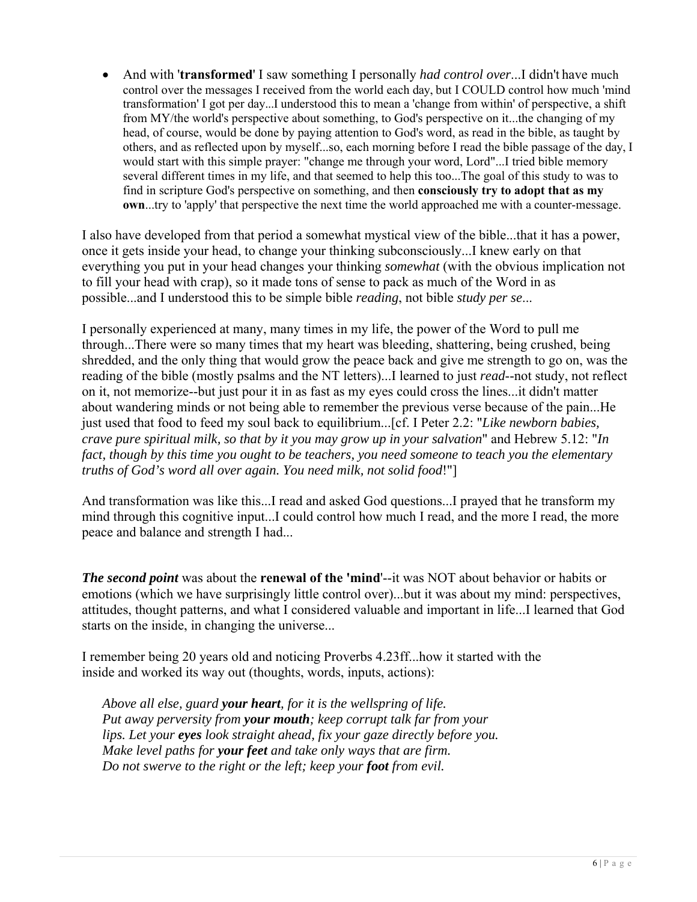- And with '**transformed**' I saw something I personally *had control over*...I didn't have much control over the messages I received from the world each day, but I COULD control how much 'mind transformation' I got per day...I understood this to mean a 'change from within' of perspective, a shift from MY/the world's perspective about something, to God's perspective on it...the changing of my head, of course, would be done by paying attention to God's word, as read in the bible, as taught by others, and as reflected upon by myself...so, each morning before I read the bible passage of the day, I would start with this simple prayer: "change me through your word, Lord"...I tried bible memory several different times in my life, and that seemed to help this too...The goal of this study to was to find in scripture God's perspective on something, and then **consciously try to adopt that as my own**...try to 'apply' that perspective the next time the world approached me with a counter-message.

I also have developed from that period a somewhat mystical view of the bible...that it has a power, once it gets inside your head, to change your thinking subconsciously...I knew early on that everything you put in your head changes your thinking *somewhat* (with the obvious implication not to fill your head with crap), so it made tons of sense to pack as much of the Word in as possible...and I understood this to be simple bible *reading*, not bible *study per se*...

I personally experienced at many, many times in my life, the power of the Word to pull me through...There were so many times that my heart was bleeding, shattering, being crushed, being shredded, and the only thing that would grow the peace back and give me strength to go on, was the reading of the bible (mostly psalms and the NT letters)...I learned to just *read*--not study, not reflect on it, not memorize--but just pour it in as fast as my eyes could cross the lines...it didn't matter about wandering minds or not being able to remember the previous verse because of the pain...He just used that food to feed my soul back to equilibrium...[cf. I Peter 2.2: "*Like newborn babies, crave pure spiritual milk, so that by it you may grow up in your salvation*" and Hebrew 5.12: "*In fact, though by this time you ought to be teachers, you need someone to teach you the elementary truths of God's word all over again. You need milk, not solid food*!"]

And transformation was like this...I read and asked God questions...I prayed that he transform my mind through this cognitive input...I could control how much I read, and the more I read, the more peace and balance and strength I had...

***The second point*** was about the **renewal of the 'mind'**--it was NOT about behavior or habits or emotions (which we have surprisingly little control over)...but it was about my mind: perspectives, attitudes, thought patterns, and what I considered valuable and important in life...I learned that God starts on the inside, in changing the universe...

I remember being 20 years old and noticing Proverbs 4.23ff...how it started with the inside and worked its way out (thoughts, words, inputs, actions):

> *Above all else, guard **your heart**, for it is the wellspring of life.*
> *Put away perversity from **your mouth**; keep corrupt talk far from your lips. Let your **eyes** look straight ahead, fix your gaze directly before you.*
> *Make level paths for **your feet** and take only ways that are firm.*
> *Do not swerve to the right or the left; keep your **foot** from evil.*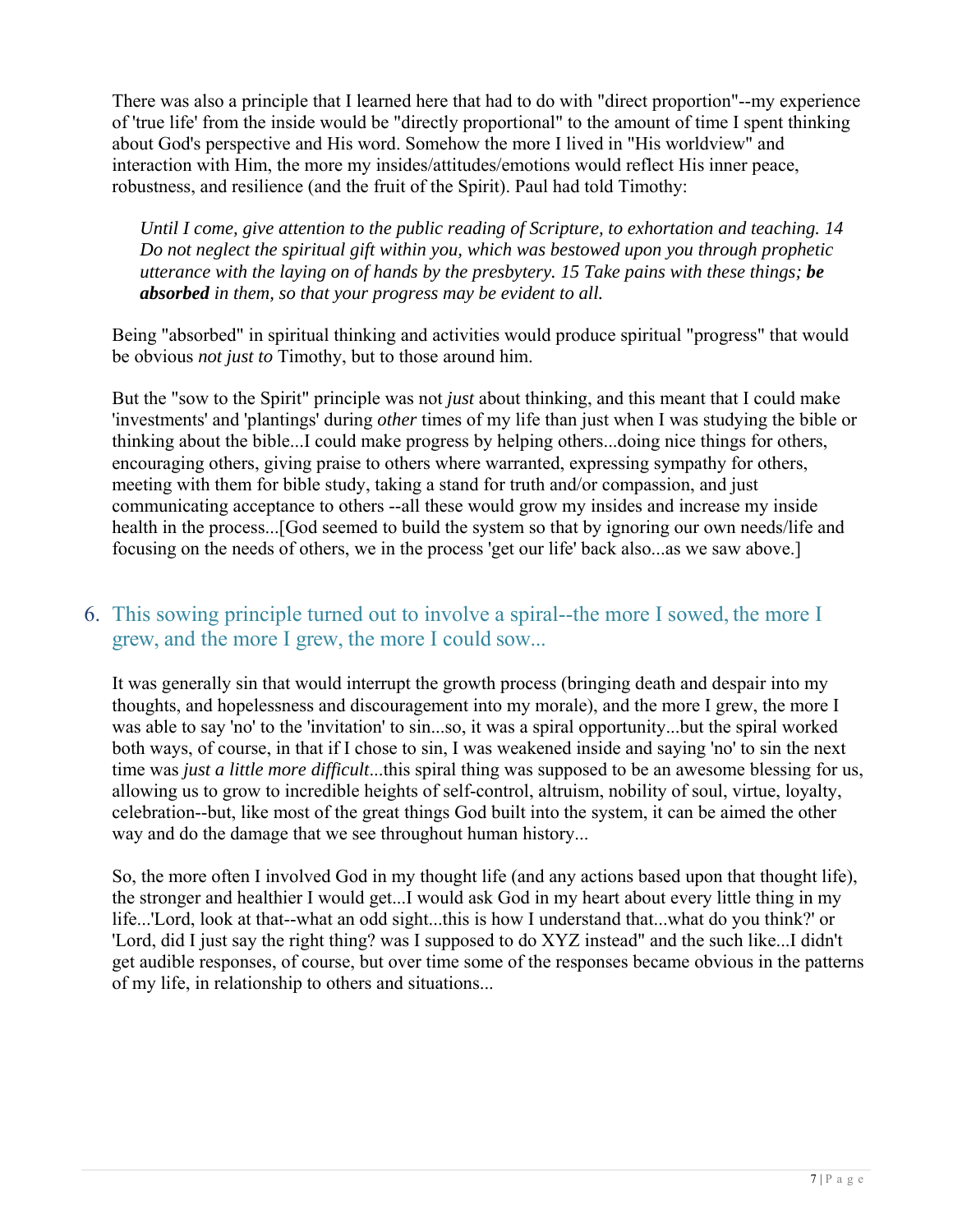There was also a principle that I learned here that had to do with "direct proportion"--my experience of 'true life' from the inside would be "directly proportional" to the amount of time I spent thinking about God's perspective and His word. Somehow the more I lived in "His worldview" and interaction with Him, the more my insides/attitudes/emotions would reflect His inner peace, robustness, and resilience (and the fruit of the Spirit). Paul had told Timothy:

> *Until I come, give attention to the public reading of Scripture, to exhortation and teaching. 14 Do not neglect the spiritual gift within you, which was bestowed upon you through prophetic utterance with the laying on of hands by the presbytery. 15 Take pains with these things;* ***be absorbed*** *in them, so that your progress may be evident to all.*

Being "absorbed" in spiritual thinking and activities would produce spiritual "progress" that would be obvious *not just to* Timothy, but to those around him.

But the "sow to the Spirit" principle was not *just* about thinking, and this meant that I could make 'investments' and 'plantings' during *other* times of my life than just when I was studying the bible or thinking about the bible...I could make progress by helping others...doing nice things for others, encouraging others, giving praise to others where warranted, expressing sympathy for others, meeting with them for bible study, taking a stand for truth and/or compassion, and just communicating acceptance to others --all these would grow my insides and increase my inside health in the process...[God seemed to build the system so that by ignoring our own needs/life and focusing on the needs of others, we in the process 'get our life' back also...as we saw above.]

## 6. This sowing principle turned out to involve a spiral--the more I sowed, the more I grew, and the more I grew, the more I could sow...

It was generally sin that would interrupt the growth process (bringing death and despair into my thoughts, and hopelessness and discouragement into my morale), and the more I grew, the more I was able to say 'no' to the 'invitation' to sin...so, it was a spiral opportunity...but the spiral worked both ways, of course, in that if I chose to sin, I was weakened inside and saying 'no' to sin the next time was *just a little more difficult*...this spiral thing was supposed to be an awesome blessing for us, allowing us to grow to incredible heights of self-control, altruism, nobility of soul, virtue, loyalty, celebration--but, like most of the great things God built into the system, it can be aimed the other way and do the damage that we see throughout human history...

So, the more often I involved God in my thought life (and any actions based upon that thought life), the stronger and healthier I would get...I would ask God in my heart about every little thing in my life...'Lord, look at that--what an odd sight...this is how I understand that...what do you think?' or 'Lord, did I just say the right thing? was I supposed to do XYZ instead" and the such like...I didn't get audible responses, of course, but over time some of the responses became obvious in the patterns of my life, in relationship to others and situations...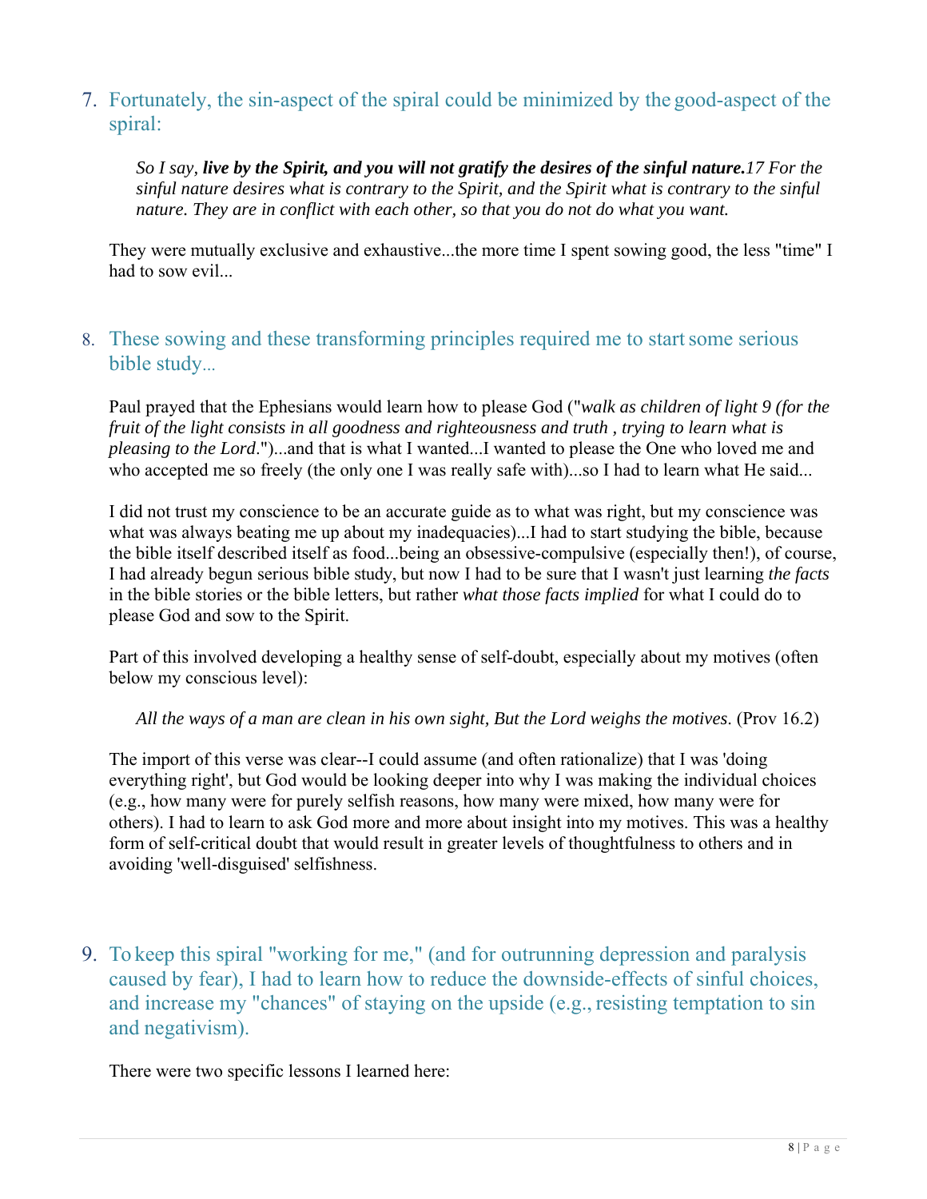7. Fortunately, the sin-aspect of the spiral could be minimized by the good-aspect of the spiral:

> *So I say,* ***live by the Spirit, and you will not gratify the desires of the sinful nature.****17 For the sinful nature desires what is contrary to the Spirit, and the Spirit what is contrary to the sinful nature. They are in conflict with each other, so that you do not do what you want.*

They were mutually exclusive and exhaustive...the more time I spent sowing good, the less "time" I had to sow evil...

8. These sowing and these transforming principles required me to start some serious bible study...

Paul prayed that the Ephesians would learn how to please God ("*walk as children of light 9 (for the fruit of the light consists in all goodness and righteousness and truth , trying to learn what is pleasing to the Lord*.")...and that is what I wanted...I wanted to please the One who loved me and who accepted me so freely (the only one I was really safe with)...so I had to learn what He said...

I did not trust my conscience to be an accurate guide as to what was right, but my conscience was what was always beating me up about my inadequacies)...I had to start studying the bible, because the bible itself described itself as food...being an obsessive-compulsive (especially then!), of course, I had already begun serious bible study, but now I had to be sure that I wasn't just learning *the facts* in the bible stories or the bible letters, but rather *what those facts implied* for what I could do to please God and sow to the Spirit.

Part of this involved developing a healthy sense of self-doubt, especially about my motives (often below my conscious level):

> *All the ways of a man are clean in his own sight, But the Lord weighs the motives*. (Prov 16.2)

The import of this verse was clear--I could assume (and often rationalize) that I was 'doing everything right', but God would be looking deeper into why I was making the individual choices (e.g., how many were for purely selfish reasons, how many were mixed, how many were for others). I had to learn to ask God more and more about insight into my motives. This was a healthy form of self-critical doubt that would result in greater levels of thoughtfulness to others and in avoiding 'well-disguised' selfishness.

9. To keep this spiral "working for me," (and for outrunning depression and paralysis caused by fear), I had to learn how to reduce the downside-effects of sinful choices, and increase my "chances" of staying on the upside (e.g., resisting temptation to sin and negativism).

There were two specific lessons I learned here: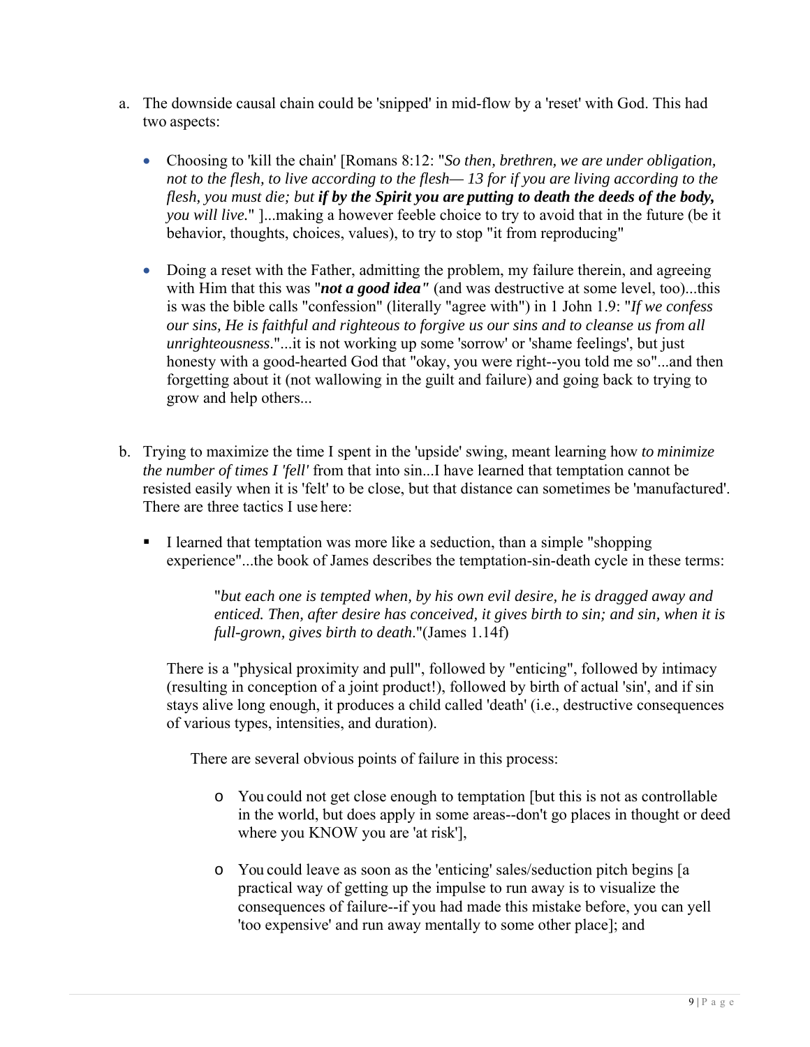a. The downside causal chain could be 'snipped' in mid-flow by a 'reset' with God. This had two aspects:

   - Choosing to 'kill the chain' [Romans 8:12: "*So then, brethren, we are under obligation, not to the flesh, to live according to the flesh— 13 for if you are living according to the flesh, you must die; but* ***if by the Spirit you are putting to death the deeds of the body,*** *you will live.*" ]...making a however feeble choice to try to avoid that in the future (be it behavior, thoughts, choices, values), to try to stop "it from reproducing"

   - Doing a reset with the Father, admitting the problem, my failure therein, and agreeing with Him that this was "***not a good idea"*** (and was destructive at some level, too)...this is was the bible calls "confession" (literally "agree with") in 1 John 1.9: "*If we confess our sins, He is faithful and righteous to forgive us our sins and to cleanse us from all unrighteousness*."...it is not working up some 'sorrow' or 'shame feelings', but just honesty with a good-hearted God that "okay, you were right--you told me so"...and then forgetting about it (not wallowing in the guilt and failure) and going back to trying to grow and help others...

b. Trying to maximize the time I spent in the 'upside' swing, meant learning how *to minimize the number of times I 'fell'* from that into sin...I have learned that temptation cannot be resisted easily when it is 'felt' to be close, but that distance can sometimes be 'manufactured'. There are three tactics I use here:

   - I learned that temptation was more like a seduction, than a simple "shopping experience"...the book of James describes the temptation-sin-death cycle in these terms:

     > "*but each one is tempted when, by his own evil desire, he is dragged away and enticed. Then, after desire has conceived, it gives birth to sin; and sin, when it is full-grown, gives birth to death*."(James 1.14f)

   There is a "physical proximity and pull", followed by "enticing", followed by intimacy (resulting in conception of a joint product!), followed by birth of actual 'sin', and if sin stays alive long enough, it produces a child called 'death' (i.e., destructive consequences of various types, intensities, and duration).

   There are several obvious points of failure in this process:

     - You could not get close enough to temptation [but this is not as controllable in the world, but does apply in some areas--don't go places in thought or deed where you KNOW you are 'at risk'],

     - You could leave as soon as the 'enticing' sales/seduction pitch begins [a practical way of getting up the impulse to run away is to visualize the consequences of failure--if you had made this mistake before, you can yell 'too expensive' and run away mentally to some other place]; and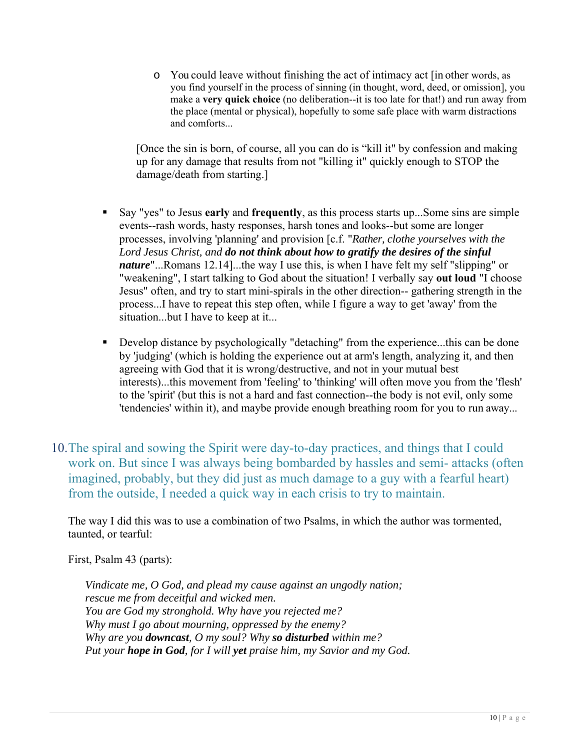- You could leave without finishing the act of intimacy act [in other words, as you find yourself in the process of sinning (in thought, word, deed, or omission)], you make a **very quick choice** (no deliberation--it is too late for that!) and run away from the place (mental or physical), hopefully to some safe place with warm distractions and comforts...

  [Once the sin is born, of course, all you can do is “kill it" by confession and making up for any damage that results from not "killing it" quickly enough to STOP the damage/death from starting.]

- Say "yes" to Jesus **early** and **frequently**, as this process starts up...Some sins are simple events--rash words, hasty responses, harsh tones and looks--but some are longer processes, involving 'planning' and provision [c.f. "*Rather, clothe yourselves with the Lord Jesus Christ, and* ***do not think about how to gratify the desires of the sinful nature***"...Romans 12.14]...the way I use this, is when I have felt my self "slipping" or "weakening", I start talking to God about the situation! I verbally say **out loud** "I choose Jesus" often, and try to start mini-spirals in the other direction-- gathering strength in the process...I have to repeat this step often, while I figure a way to get 'away' from the situation...but I have to keep at it...

- Develop distance by psychologically "detaching" from the experience...this can be done by 'judging' (which is holding the experience out at arm's length, analyzing it, and then agreeing with God that it is wrong/destructive, and not in your mutual best interests)...this movement from 'feeling' to 'thinking' will often move you from the 'flesh' to the 'spirit' (but this is not a hard and fast connection--the body is not evil, only some 'tendencies' within it), and maybe provide enough breathing room for you to run away...

## 10. The spiral and sowing the Spirit were day-to-day practices, and things that I could work on. But since I was always being bombarded by hassles and semi- attacks (often imagined, probably, but they did just as much damage to a guy with a fearful heart) from the outside, I needed a quick way in each crisis to try to maintain.

The way I did this was to use a combination of two Psalms, in which the author was tormented, taunted, or tearful:

First, Psalm 43 (parts):

> *Vindicate me, O God, and plead my cause against an ungodly nation;*
> *rescue me from deceitful and wicked men.*
> *You are God my stronghold. Why have you rejected me?*
> *Why must I go about mourning, oppressed by the enemy?*
> *Why are you* ***downcast****, O my soul? Why* ***so disturbed*** *within me?*
> *Put your* ***hope in God****, for I will* ***yet*** *praise him, my Savior and my God.*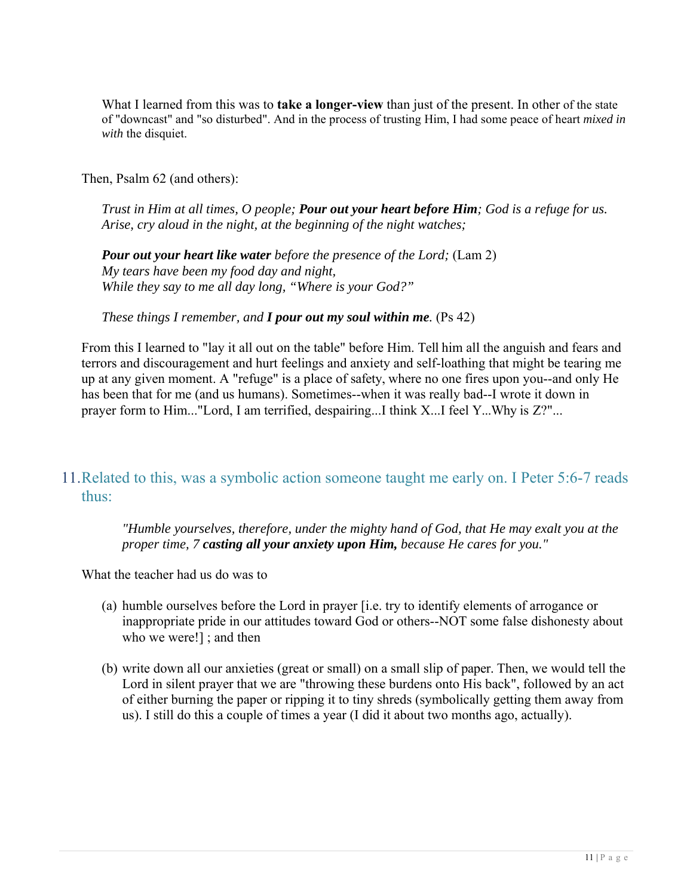What I learned from this was to **take a longer-view** than just of the present. In other of the state of "downcast" and "so disturbed". And in the process of trusting Him, I had some peace of heart *mixed in with* the disquiet.

Then, Psalm 62 (and others):

> *Trust in Him at all times, O people;* ***Pour out your heart before Him****; God is a refuge for us.*
> *Arise, cry aloud in the night, at the beginning of the night watches;*
>
> ***Pour out your heart like water*** *before the presence of the Lord;* (Lam 2)
> *My tears have been my food day and night,*
> *While they say to me all day long, "Where is your God?"*
>
> *These things I remember, and* ***I pour out my soul within me****.* (Ps 42)

From this I learned to "lay it all out on the table" before Him. Tell him all the anguish and fears and terrors and discouragement and hurt feelings and anxiety and self-loathing that might be tearing me up at any given moment. A "refuge" is a place of safety, where no one fires upon you--and only He has been that for me (and us humans). Sometimes--when it was really bad--I wrote it down in prayer form to Him..."Lord, I am terrified, despairing...I think X...I feel Y...Why is Z?"...

## 11. Related to this, was a symbolic action someone taught me early on. I Peter 5:6-7 reads thus:

> *"Humble yourselves, therefore, under the mighty hand of God, that He may exalt you at the proper time, 7* ***casting all your anxiety upon Him,*** *because He cares for you."*

What the teacher had us do was to

(a) humble ourselves before the Lord in prayer [i.e. try to identify elements of arrogance or inappropriate pride in our attitudes toward God or others--NOT some false dishonesty about who we were!] ; and then

(b) write down all our anxieties (great or small) on a small slip of paper. Then, we would tell the Lord in silent prayer that we are "throwing these burdens onto His back", followed by an act of either burning the paper or ripping it to tiny shreds (symbolically getting them away from us). I still do this a couple of times a year (I did it about two months ago, actually).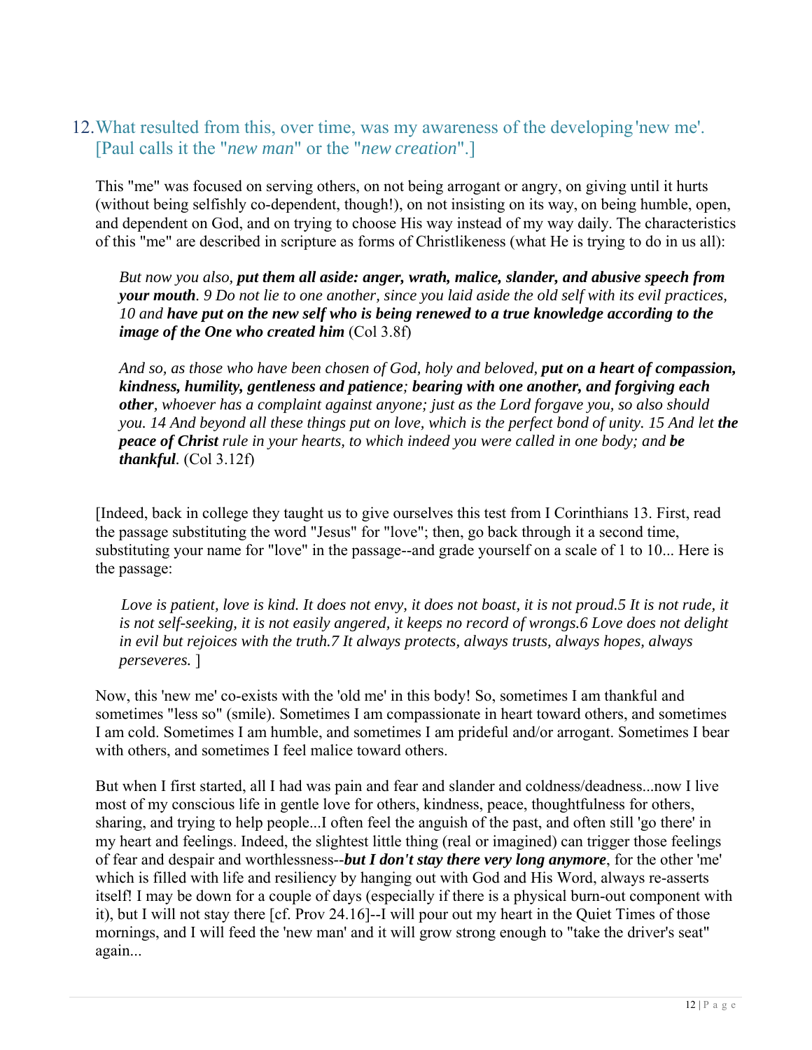## 12. What resulted from this, over time, was my awareness of the developing 'new me'. [Paul calls it the "*new man*" or the "*new creation*".]

This "me" was focused on serving others, on not being arrogant or angry, on giving until it hurts (without being selfishly co-dependent, though!), on not insisting on its way, on being humble, open, and dependent on God, and on trying to choose His way instead of my way daily. The characteristics of this "me" are described in scripture as forms of Christlikeness (what He is trying to do in us all):

> *But now you also, **put them all aside: anger, wrath, malice, slander, and abusive speech from your mouth**. 9 Do not lie to one another, since you laid aside the old self with its evil practices, 10 and **have put on the new self who is being renewed to a true knowledge according to the image of the One who created him*** (Col 3.8f)

> *And so, as those who have been chosen of God, holy and beloved, **put on a heart of compassion, kindness, humility, gentleness and patience**; **bearing with one another, and forgiving each other**, whoever has a complaint against anyone; just as the Lord forgave you, so also should you. 14 And beyond all these things put on love, which is the perfect bond of unity. 15 And let **the peace of Christ** rule in your hearts, to which indeed you were called in one body; and **be thankful**.* (Col 3.12f)

[Indeed, back in college they taught us to give ourselves this test from I Corinthians 13. First, read the passage substituting the word "Jesus" for "love"; then, go back through it a second time, substituting your name for "love" in the passage--and grade yourself on a scale of 1 to 10... Here is the passage:

> *Love is patient, love is kind. It does not envy, it does not boast, it is not proud.5 It is not rude, it is not self-seeking, it is not easily angered, it keeps no record of wrongs.6 Love does not delight in evil but rejoices with the truth.7 It always protects, always trusts, always hopes, always perseveres.* ]

Now, this 'new me' co-exists with the 'old me' in this body! So, sometimes I am thankful and sometimes "less so" (smile). Sometimes I am compassionate in heart toward others, and sometimes I am cold. Sometimes I am humble, and sometimes I am prideful and/or arrogant. Sometimes I bear with others, and sometimes I feel malice toward others.

But when I first started, all I had was pain and fear and slander and coldness/deadness...now I live most of my conscious life in gentle love for others, kindness, peace, thoughtfulness for others, sharing, and trying to help people...I often feel the anguish of the past, and often still 'go there' in my heart and feelings. Indeed, the slightest little thing (real or imagined) can trigger those feelings of fear and despair and worthlessness--***but I don't stay there very long anymore***, for the other 'me' which is filled with life and resiliency by hanging out with God and His Word, always re-asserts itself! I may be down for a couple of days (especially if there is a physical burn-out component with it), but I will not stay there [cf. Prov 24.16]--I will pour out my heart in the Quiet Times of those mornings, and I will feed the 'new man' and it will grow strong enough to "take the driver's seat" again...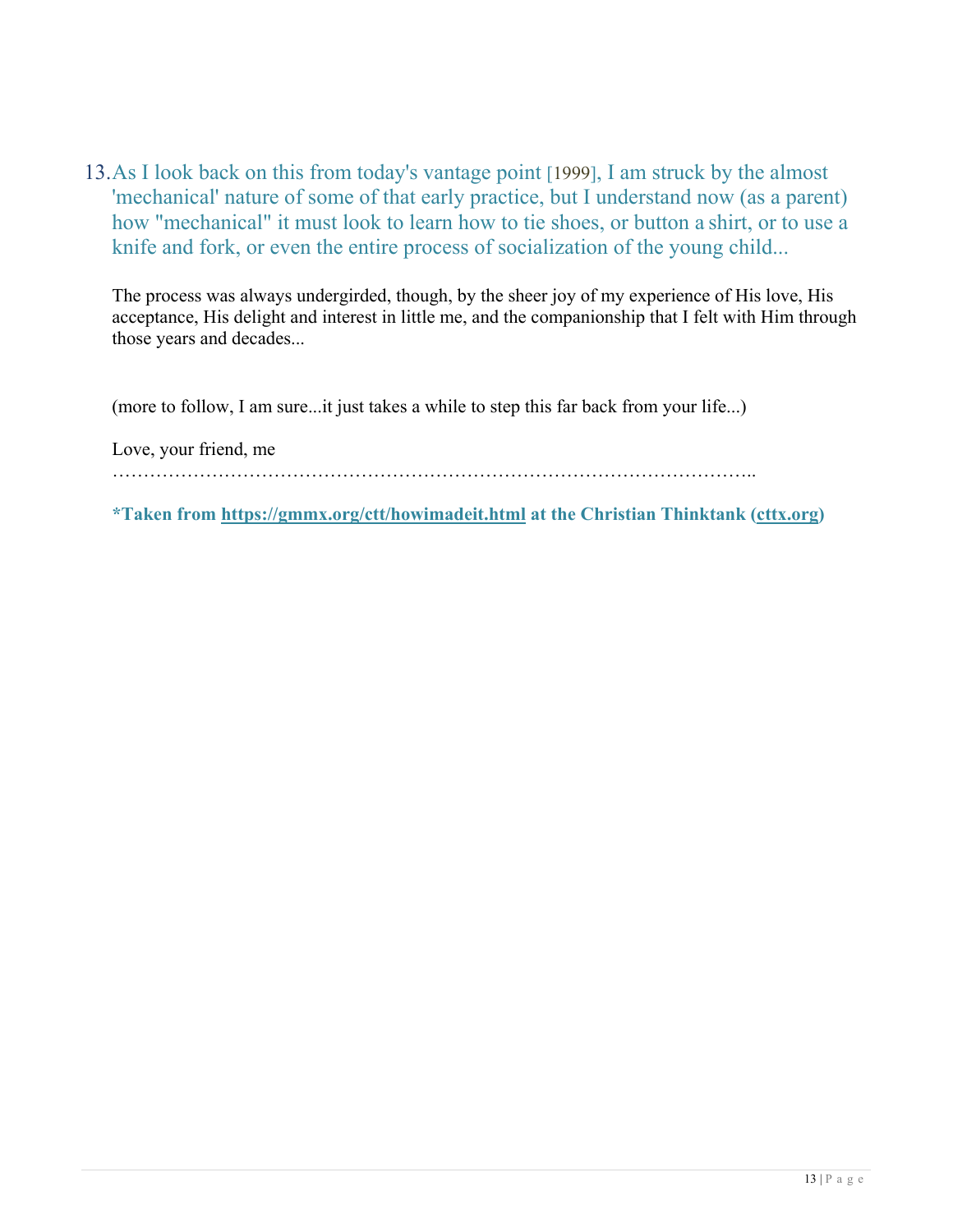13. As I look back on this from today's vantage point [1999], I am struck by the almost 'mechanical' nature of some of that early practice, but I understand now (as a parent) how "mechanical" it must look to learn how to tie shoes, or button a shirt, or to use a knife and fork, or even the entire process of socialization of the young child...

The process was always undergirded, though, by the sheer joy of my experience of His love, His acceptance, His delight and interest in little me, and the companionship that I felt with Him through those years and decades...

(more to follow, I am sure...it just takes a while to step this far back from your life...)

Love, your friend, me

……………………………………………………………………………………………..

**\*Taken from [https://gmmx.org/ctt/howimadeit.html](https://gmmx.org/ctt/howimadeit.html) at the Christian Thinktank ([cttx.org](cttx.org))**